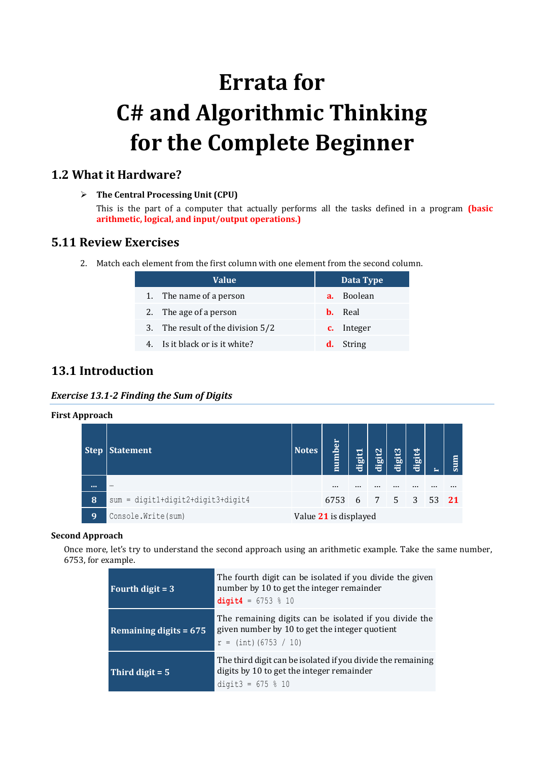# Errata for
# C# and Algorithmic Thinking for the Complete Beginner

## 1.2 What it Hardware?

- **The Central Processing Unit (CPU)**
  This is the part of a computer that actually performs all the tasks defined in a program **(basic arithmetic, logical, and input/output operations.)**

## 5.11 Review Exercises

2. Match each element from the first column with one element from the second column.

| Value | Data Type |
|---|---|
| 1. The name of a person | **a.** Boolean |
| 2. The age of a person | **b.** Real |
| 3. The result of the division 5/2 | **c.** Integer |
| 4. Is it black or is it white? | **d.** String |

## 13.1 Introduction

### *Exercise 13.1-2 Finding the Sum of Digits*

**First Approach**

| Step | Statement | Notes | number | digit1 | digit2 | digit3 | digit4 | r | sum |
|---|---|---|---|---|---|---|---|---|---|
| ... | ... | | ... | ... | ... | ... | ... | ... | ... |
| 8 | `sum = digit1+digit2+digit3+digit4` | | 6753 | 6 | 7 | 5 | 3 | 53 | **21** |
| 9 | `Console.Write(sum)` | Value **21** is displayed | | | | | | | |

**Second Approach**

Once more, let's try to understand the second approach using an arithmetic example. Take the same number, 6753, for example.

| | |
|---|---|
| **Fourth digit = 3** | The fourth digit can be isolated if you divide the given number by 10 to get the integer remainder<br>`digit4 = 6753 % 10` |
| **Remaining digits = 675** | The remaining digits can be isolated if you divide the given number by 10 to get the integer quotient<br>`r = (int)(6753 / 10)` |
| **Third digit = 5** | The third digit can be isolated if you divide the remaining digits by 10 to get the integer remainder<br>`digit3 = 675 % 10` |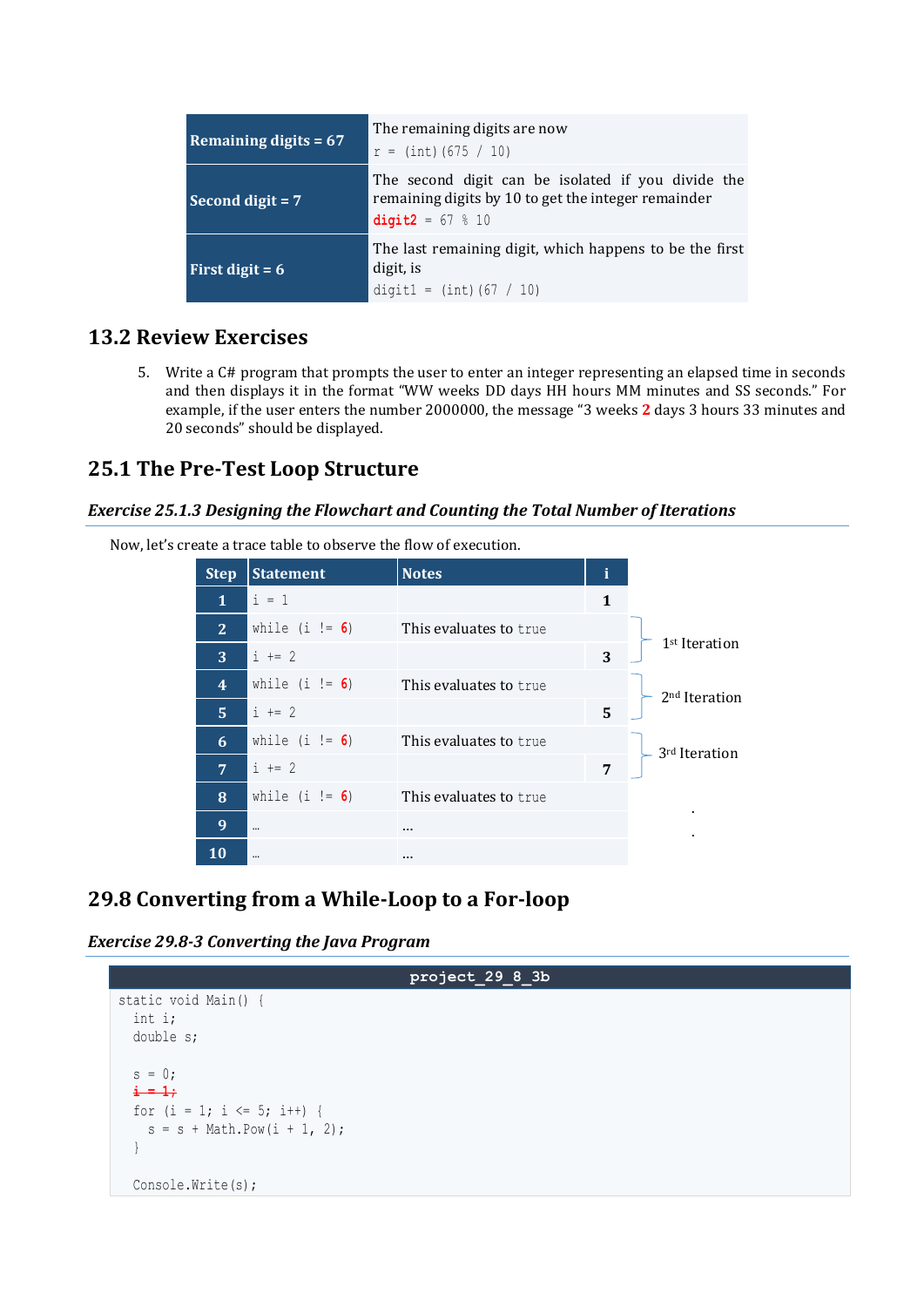| Remaining digits = 67 | The remaining digits are now<br>`r = (int)(675 / 10)` |
|---|---|
| Second digit = 7 | The second digit can be isolated if you divide the remaining digits by 10 to get the integer remainder<br>`digit2 = 67 % 10` |
| First digit = 6 | The last remaining digit, which happens to be the first digit, is<br>`digit1 = (int)(67 / 10)` |

## 13.2 Review Exercises

5. Write a C# program that prompts the user to enter an integer representing an elapsed time in seconds and then displays it in the format "WW weeks DD days HH hours MM minutes and SS seconds." For example, if the user enters the number 2000000, the message "3 weeks **2** days 3 hours 33 minutes and 20 seconds" should be displayed.

## 25.1 The Pre-Test Loop Structure

### *Exercise 25.1.3 Designing the Flowchart and Counting the Total Number of Iterations*

Now, let's create a trace table to observe the flow of execution.

| Step | Statement | Notes | i | |
|---|---|---|---|---|
| 1 | `i = 1` | | 1 | |
| 2 | `while (i != 6)` | This evaluates to `true` | | 1st Iteration |
| 3 | `i += 2` | | 3 | |
| 4 | `while (i != 6)` | This evaluates to `true` | | 2nd Iteration |
| 5 | `i += 2` | | 5 | |
| 6 | `while (i != 6)` | This evaluates to `true` | | 3rd Iteration |
| 7 | `i += 2` | | 7 | |
| 8 | `while (i != 6)` | This evaluates to `true` | | . |
| 9 | … | … | | . |
| 10 | … | … | | |

## 29.8 Converting from a While-Loop to a For-loop

### *Exercise 29.8-3 Converting the Java Program*

**project_29_8_3b**

```
static void Main() {
  int i;
  double s;

  s = 0;
  i = 1;
  for (i = 1; i <= 5; i++) {
    s = s + Math.Pow(i + 1, 2);
  }

  Console.Write(s);
```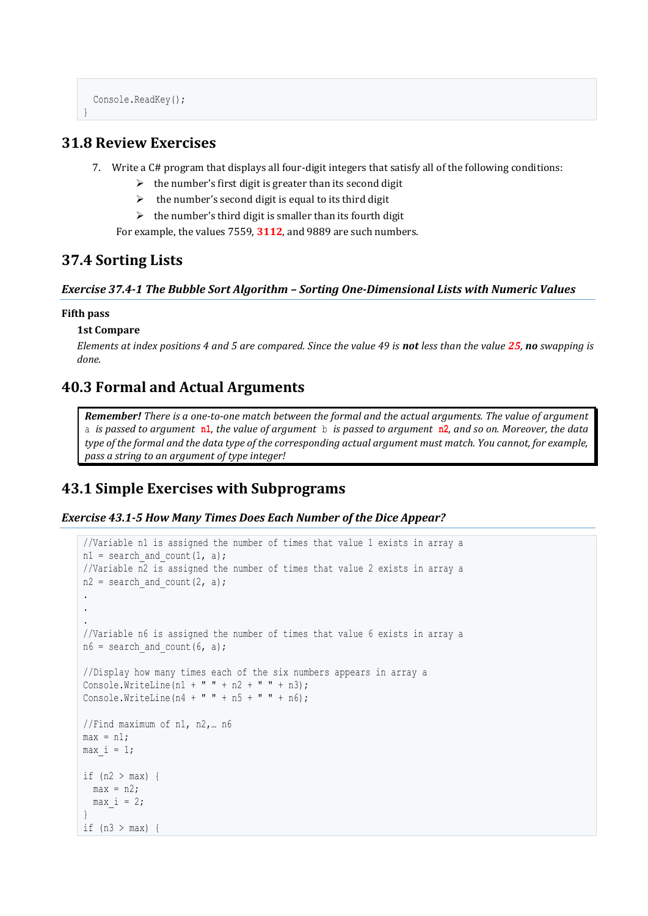```
    Console.ReadKey();
}
```

## 31.8 Review Exercises

7. Write a C# program that displays all four-digit integers that satisfy all of the following conditions:
   - the number's first digit is greater than its second digit
   - the number's second digit is equal to its third digit
   - the number's third digit is smaller than its fourth digit

   For example, the values 7559, **3112**, and 9889 are such numbers.

## 37.4 Sorting Lists

### *Exercise 37.4-1 The Bubble Sort Algorithm – Sorting One-Dimensional Lists with Numeric Values*

**Fifth pass**

**1st Compare**

*Elements at index positions 4 and 5 are compared. Since the value 49 is **not** less than the value **25**, **no** swapping is done.*

## 40.3 Formal and Actual Arguments

> ***Remember!*** *There is a one-to-one match between the formal and the actual arguments. The value of argument* `a` *is passed to argument* `n1`*, the value of argument* `b` *is passed to argument* `n2`*, and so on. Moreover, the data type of the formal and the data type of the corresponding actual argument must match. You cannot, for example, pass a string to an argument of type integer!*

## 43.1 Simple Exercises with Subprograms

### *Exercise 43.1-5 How Many Times Does Each Number of the Dice Appear?*

```
//Variable n1 is assigned the number of times that value 1 exists in array a
n1 = search_and_count(1, a);
//Variable n2 is assigned the number of times that value 2 exists in array a
n2 = search_and_count(2, a);
.
.
.
//Variable n6 is assigned the number of times that value 6 exists in array a
n6 = search_and_count(6, a);

//Display how many times each of the six numbers appears in array a
Console.WriteLine(n1 + " " + n2 + " " + n3);
Console.WriteLine(n4 + " " + n5 + " " + n6);

//Find maximum of n1, n2,… n6
max = n1;
max_i = 1;

if (n2 > max) {
  max = n2;
  max_i = 2;
}
if (n3 > max) {
```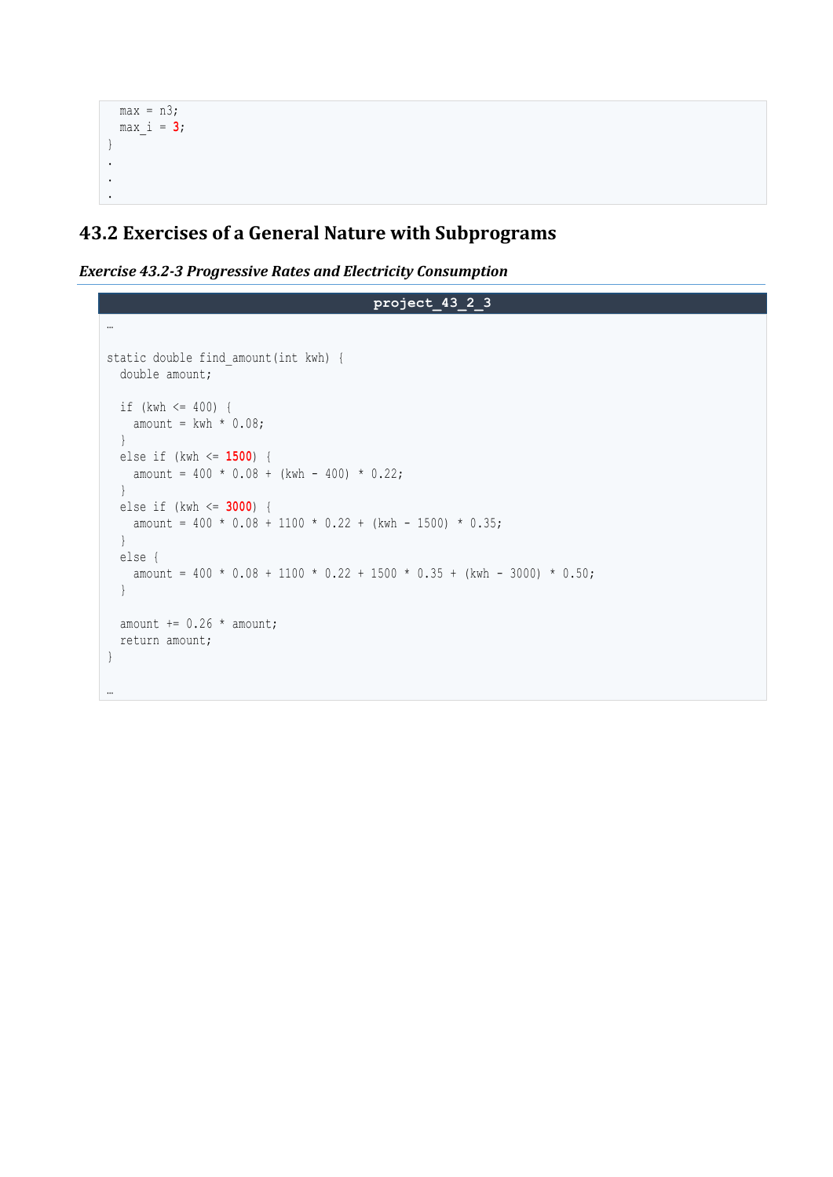```
  max = n3;
  max_i = 3;
}
.
.
.
```

## 43.2 Exercises of a General Nature with Subprograms

### *Exercise 43.2-3 Progressive Rates and Electricity Consumption*

**project_43_2_3**

```
…

static double find_amount(int kwh) {
  double amount;

  if (kwh <= 400) {
    amount = kwh * 0.08;
  }
  else if (kwh <= 1500) {
    amount = 400 * 0.08 + (kwh - 400) * 0.22;
  }
  else if (kwh <= 3000) {
    amount = 400 * 0.08 + 1100 * 0.22 + (kwh - 1500) * 0.35;
  }
  else {
    amount = 400 * 0.08 + 1100 * 0.22 + 1500 * 0.35 + (kwh - 3000) * 0.50;
  }

  amount += 0.26 * amount;
  return amount;
}

…
```